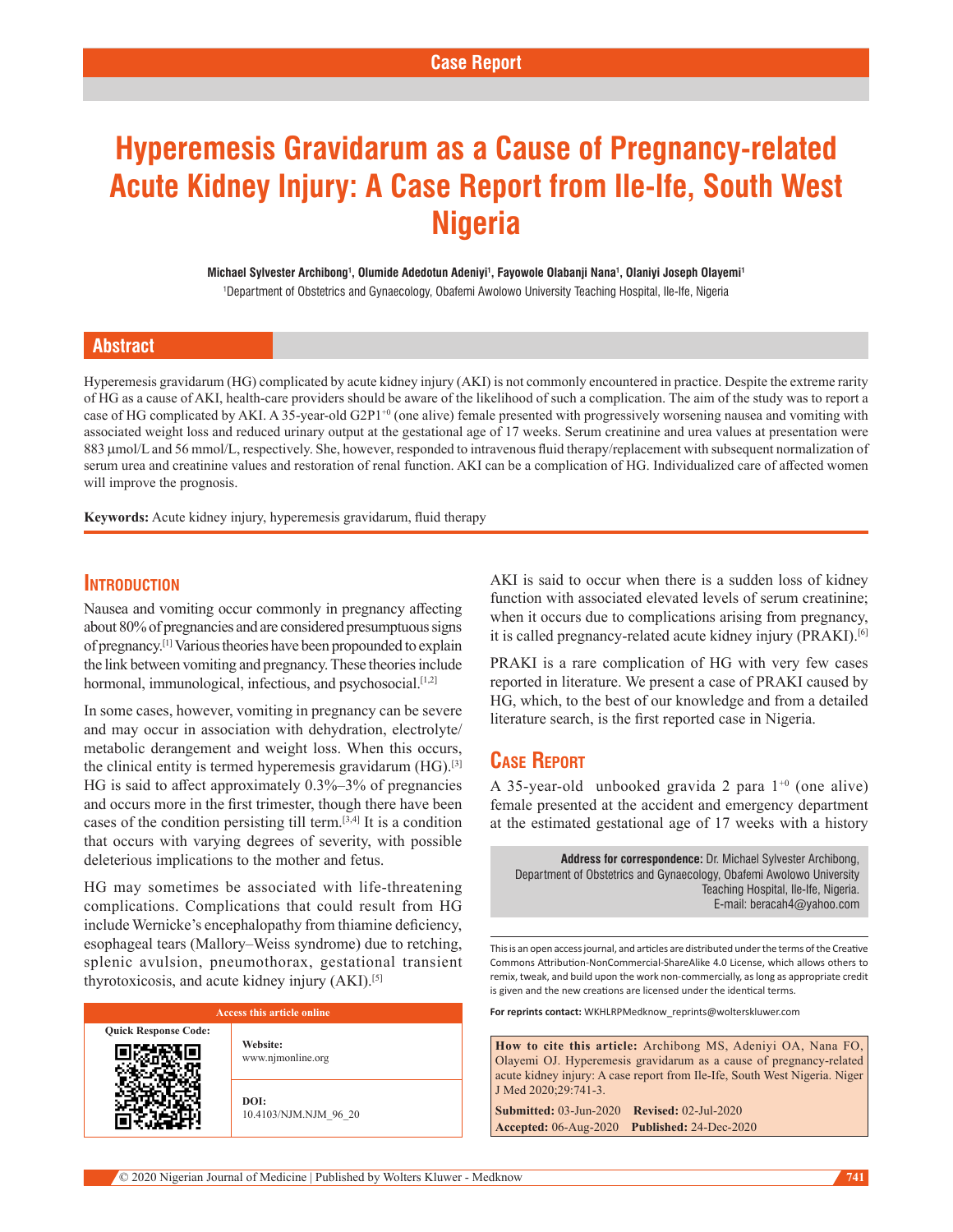Case Report

# Hyperemesis Gravidarum as a Cause of Pregnancy-related Acute Kidney Injury: A Case Report from Ile-Ife, South West Nigeria

**Michael Sylvester Archibong[1], Olumide Adedotun Adeniyi[1], Fayowole Olabanji Nana[1], Olaniyi Joseph Olayemi[1]**

[1]Department of Obstetrics and Gynaecology, Obafemi Awolowo University Teaching Hospital, Ile-Ife, Nigeria

## Abstract

Hyperemesis gravidarum (HG) complicated by acute kidney injury (AKI) is not commonly encountered in practice. Despite the extreme rarity of HG as a cause of AKI, health-care providers should be aware of the likelihood of such a complication. The aim of the study was to report a case of HG complicated by AKI. A 35-year-old G2P1$^{+0}$ (one alive) female presented with progressively worsening nausea and vomiting with associated weight loss and reduced urinary output at the gestational age of 17 weeks. Serum creatinine and urea values at presentation were 883 μmol/L and 56 mmol/L, respectively. She, however, responded to intravenous fluid therapy/replacement with subsequent normalization of serum urea and creatinine values and restoration of renal function. AKI can be a complication of HG. Individualized care of affected women will improve the prognosis.

**Keywords:** Acute kidney injury, hyperemesis gravidarum, fluid therapy

## Introduction

Nausea and vomiting occur commonly in pregnancy affecting about 80% of pregnancies and are considered presumptuous signs of pregnancy.[1] Various theories have been propounded to explain the link between vomiting and pregnancy. These theories include hormonal, immunological, infectious, and psychosocial.[1,2]

In some cases, however, vomiting in pregnancy can be severe and may occur in association with dehydration, electrolyte/metabolic derangement and weight loss. When this occurs, the clinical entity is termed hyperemesis gravidarum (HG).[3] HG is said to affect approximately 0.3%–3% of pregnancies and occurs more in the first trimester, though there have been cases of the condition persisting till term.[3,4] It is a condition that occurs with varying degrees of severity, with possible deleterious implications to the mother and fetus.

HG may sometimes be associated with life-threatening complications. Complications that could result from HG include Wernicke's encephalopathy from thiamine deficiency, esophageal tears (Mallory–Weiss syndrome) due to retching, splenic avulsion, pneumothorax, gestational transient thyrotoxicosis, and acute kidney injury (AKI).[5]

AKI is said to occur when there is a sudden loss of kidney function with associated elevated levels of serum creatinine; when it occurs due to complications arising from pregnancy, it is called pregnancy-related acute kidney injury (PRAKI).[6]

PRAKI is a rare complication of HG with very few cases reported in literature. We present a case of PRAKI caused by HG, which, to the best of our knowledge and from a detailed literature search, is the first reported case in Nigeria.

## Case Report

A 35-year-old unbooked gravida 2 para 1$^{+0}$ (one alive) female presented at the accident and emergency department at the estimated gestational age of 17 weeks with a history

**Address for correspondence:** Dr. Michael Sylvester Archibong, Department of Obstetrics and Gynaecology, Obafemi Awolowo University Teaching Hospital, Ile-Ife, Nigeria. E-mail: beracah4@yahoo.com

| Access this article online | |
|---|---|
| Quick Response Code: | **Website:** www.njmonline.org |
| | **DOI:** 10.4103/NJM.NJM_96_20 |

This is an open access journal, and articles are distributed under the terms of the Creative Commons Attribution-NonCommercial-ShareAlike 4.0 License, which allows others to remix, tweak, and build upon the work non-commercially, as long as appropriate credit is given and the new creations are licensed under the identical terms.

**For reprints contact:** WKHLRPMedknow_reprints@wolterskluwer.com

**How to cite this article:** Archibong MS, Adeniyi OA, Nana FO, Olayemi OJ. Hyperemesis gravidarum as a cause of pregnancy-related acute kidney injury: A case report from Ile-Ife, South West Nigeria. Niger J Med 2020;29:741-3.

**Submitted:** 03-Jun-2020 **Revised:** 02-Jul-2020
**Accepted:** 06-Aug-2020 **Published:** 24-Dec-2020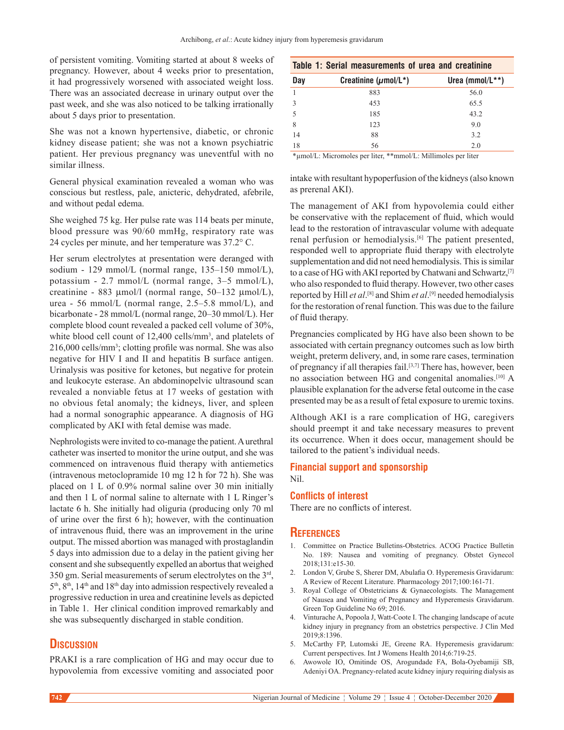of persistent vomiting. Vomiting started at about 8 weeks of pregnancy. However, about 4 weeks prior to presentation, it had progressively worsened with associated weight loss. There was an associated decrease in urinary output over the past week, and she was also noticed to be talking irrationally about 5 days prior to presentation.

She was not a known hypertensive, diabetic, or chronic kidney disease patient; she was not a known psychiatric patient. Her previous pregnancy was uneventful with no similar illness.

General physical examination revealed a woman who was conscious but restless, pale, anicteric, dehydrated, afebrile, and without pedal edema.

She weighed 75 kg. Her pulse rate was 114 beats per minute, blood pressure was 90/60 mmHg, respiratory rate was 24 cycles per minute, and her temperature was 37.2° C.

Her serum electrolytes at presentation were deranged with sodium - 129 mmol/L (normal range, 135–150 mmol/L), potassium - 2.7 mmol/L (normal range, 3–5 mmol/L), creatinine - 883 µmol/l (normal range, 50–132 µmol/L), urea - 56 mmol/L (normal range, 2.5–5.8 mmol/L), and bicarbonate - 28 mmol/L (normal range, 20–30 mmol/L). Her complete blood count revealed a packed cell volume of 30%, white blood cell count of 12,400 cells/mm$^3$, and platelets of 216,000 cells/mm$^3$; clotting profile was normal. She was also negative for HIV I and II and hepatitis B surface antigen. Urinalysis was positive for ketones, but negative for protein and leukocyte esterase. An abdominopelvic ultrasound scan revealed a nonviable fetus at 17 weeks of gestation with no obvious fetal anomaly; the kidneys, liver, and spleen had a normal sonographic appearance. A diagnosis of HG complicated by AKI with fetal demise was made.

Nephrologists were invited to co-manage the patient. A urethral catheter was inserted to monitor the urine output, and she was commenced on intravenous fluid therapy with antiemetics (intravenous metoclopramide 10 mg 12 h for 72 h). She was placed on 1 L of 0.9% normal saline over 30 min initially and then 1 L of normal saline to alternate with 1 L Ringer's lactate 6 h. She initially had oliguria (producing only 70 ml of urine over the first 6 h); however, with the continuation of intravenous fluid, there was an improvement in the urine output. The missed abortion was managed with prostaglandin 5 days into admission due to a delay in the patient giving her consent and she subsequently expelled an abortus that weighed 350 gm. Serial measurements of serum electrolytes on the 3rd, 5th, 8th, 14th and 18th day into admission respectively revealed a progressive reduction in urea and creatinine levels as depicted in Table 1. Her clinical condition improved remarkably and she was subsequently discharged in stable condition.

**Table 1: Serial measurements of urea and creatinine**

| Day | Creatinine (µmol/L*) | Urea (mmol/L**) |
|---|---|---|
| 1 | 883 | 56.0 |
| 3 | 453 | 65.5 |
| 5 | 185 | 43.2 |
| 8 | 123 | 9.0 |
| 14 | 88 | 3.2 |
| 18 | 56 | 2.0 |

*µmol/L: Micromoles per liter, **mmol/L: Millimoles per liter

## Discussion

PRAKI is a rare complication of HG and may occur due to hypovolemia from excessive vomiting and associated poor intake with resultant hypoperfusion of the kidneys (also known as prerenal AKI).

The management of AKI from hypovolemia could either be conservative with the replacement of fluid, which would lead to the restoration of intravascular volume with adequate renal perfusion or hemodialysis.[6] The patient presented, responded well to appropriate fluid therapy with electrolyte supplementation and did not need hemodialysis. This is similar to a case of HG with AKI reported by Chatwani and Schwartz,[7] who also responded to fluid therapy. However, two other cases reported by Hill *et al*.[8] and Shim *et al*.[9] needed hemodialysis for the restoration of renal function. This was due to the failure of fluid therapy.

Pregnancies complicated by HG have also been shown to be associated with certain pregnancy outcomes such as low birth weight, preterm delivery, and, in some rare cases, termination of pregnancy if all therapies fail.[3,7] There has, however, been no association between HG and congenital anomalies.[10] A plausible explanation for the adverse fetal outcome in the case presented may be as a result of fetal exposure to uremic toxins.

Although AKI is a rare complication of HG, caregivers should preempt it and take necessary measures to prevent its occurrence. When it does occur, management should be tailored to the patient's individual needs.

### Financial support and sponsorship

Nil.

### Conflicts of interest

There are no conflicts of interest.

## References

1. Committee on Practice Bulletins-Obstetrics. ACOG Practice Bulletin No. 189: Nausea and vomiting of pregnancy. Obstet Gynecol 2018;131:e15-30.
2. London V, Grube S, Sherer DM, Abulafia O. Hyperemesis Gravidarum: A Review of Recent Literature. Pharmacology 2017;100:161-71.
3. Royal College of Obstetricians & Gynaecologists. The Management of Nausea and Vomiting of Pregnancy and Hyperemesis Gravidarum. Green Top Guideline No 69; 2016.
4. Vinturache A, Popoola J, Watt-Coote I. The changing landscape of acute kidney injury in pregnancy from an obstetrics perspective. J Clin Med 2019;8:1396.
5. McCarthy FP, Lutomski JE, Greene RA. Hyperemesis gravidarum: Current perspectives. Int J Womens Health 2014;6:719-25.
6. Awowole IO, Omitinde OS, Arogundade FA, Bola-Oyebamiji SB, Adeniyi OA. Pregnancy-related acute kidney injury requiring dialysis as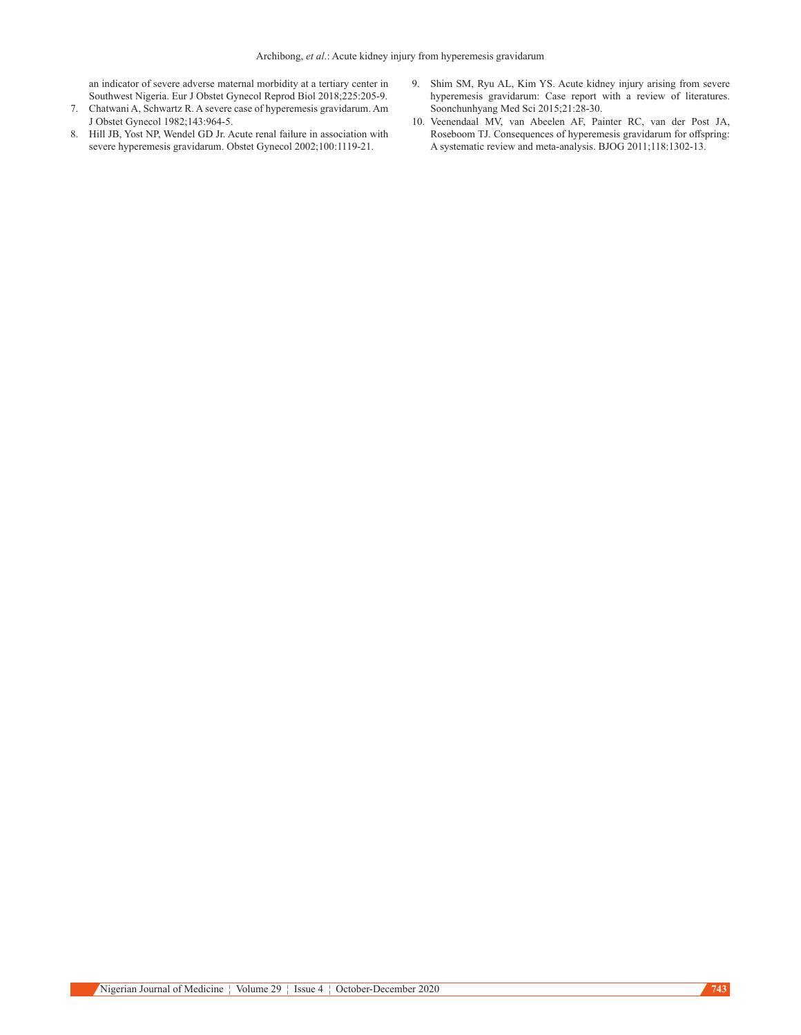an indicator of severe adverse maternal morbidity at a tertiary center in Southwest Nigeria. Eur J Obstet Gynecol Reprod Biol 2018;225:205-9.

7. Chatwani A, Schwartz R. A severe case of hyperemesis gravidarum. Am J Obstet Gynecol 1982;143:964-5.
8. Hill JB, Yost NP, Wendel GD Jr. Acute renal failure in association with severe hyperemesis gravidarum. Obstet Gynecol 2002;100:1119-21.
9. Shim SM, Ryu AL, Kim YS. Acute kidney injury arising from severe hyperemesis gravidarum: Case report with a review of literatures. Soonchunhyang Med Sci 2015;21:28-30.
10. Veenendaal MV, van Abeelen AF, Painter RC, van der Post JA, Roseboom TJ. Consequences of hyperemesis gravidarum for offspring: A systematic review and meta-analysis. BJOG 2011;118:1302-13.